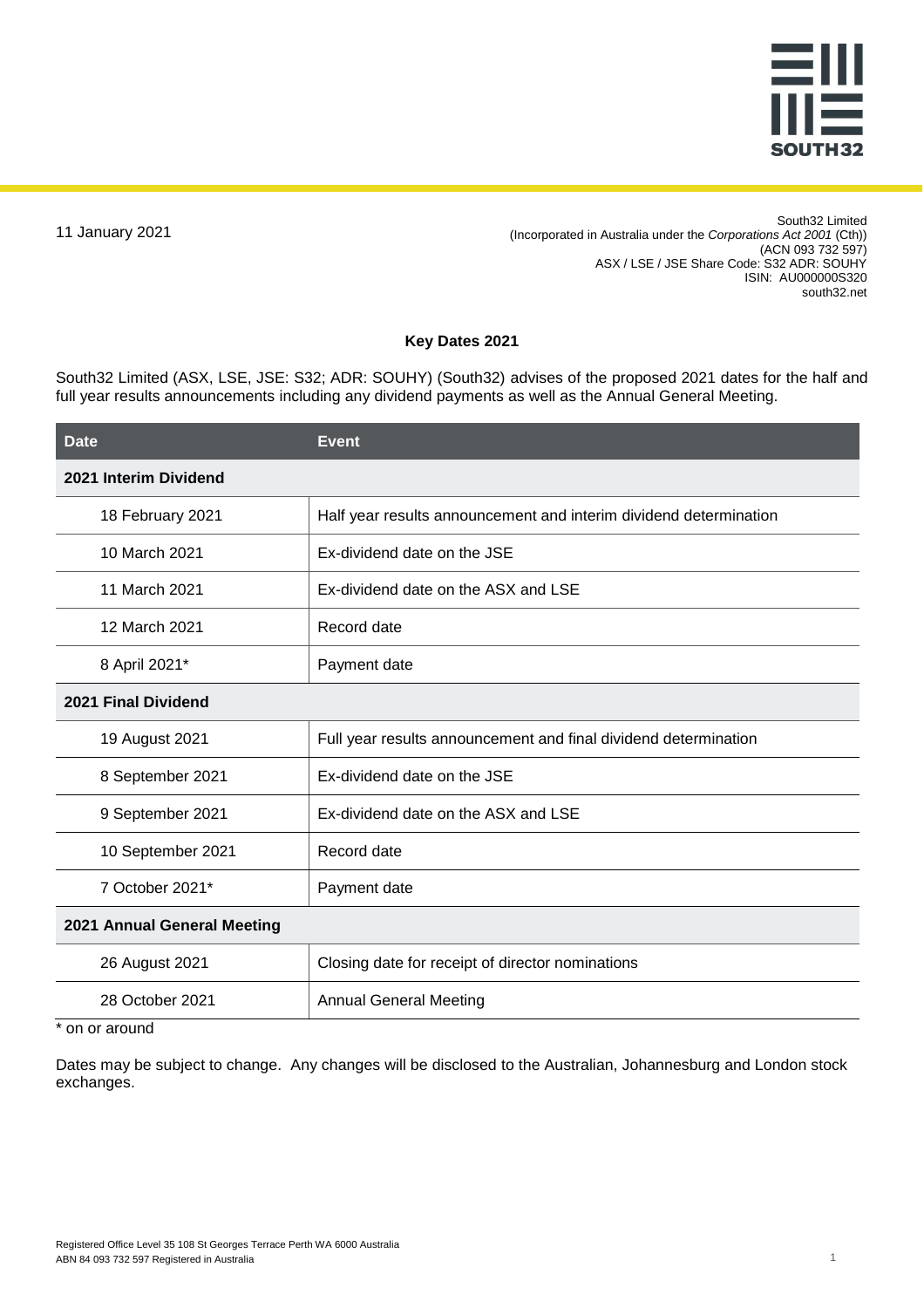11 January 2021

South32 Limited
(Incorporated in Australia under the *Corporations Act 2001* (Cth))
(ACN 093 732 597)
ASX / LSE / JSE Share Code: S32 ADR: SOUHY
ISIN: AU000000S320
south32.net

## Key Dates 2021

South32 Limited (ASX, LSE, JSE: S32; ADR: SOUHY) (South32) advises of the proposed 2021 dates for the half and full year results announcements including any dividend payments as well as the Annual General Meeting.

| Date | Event |
|---|---|
| **2021 Interim Dividend** | |
| 18 February 2021 | Half year results announcement and interim dividend determination |
| 10 March 2021 | Ex-dividend date on the JSE |
| 11 March 2021 | Ex-dividend date on the ASX and LSE |
| 12 March 2021 | Record date |
| 8 April 2021* | Payment date |
| **2021 Final Dividend** | |
| 19 August 2021 | Full year results announcement and final dividend determination |
| 8 September 2021 | Ex-dividend date on the JSE |
| 9 September 2021 | Ex-dividend date on the ASX and LSE |
| 10 September 2021 | Record date |
| 7 October 2021* | Payment date |
| **2021 Annual General Meeting** | |
| 26 August 2021 | Closing date for receipt of director nominations |
| 28 October 2021 | Annual General Meeting |

* on or around

Dates may be subject to change. Any changes will be disclosed to the Australian, Johannesburg and London stock exchanges.

Registered Office Level 35 108 St Georges Terrace Perth WA 6000 Australia
ABN 84 093 732 597 Registered in Australia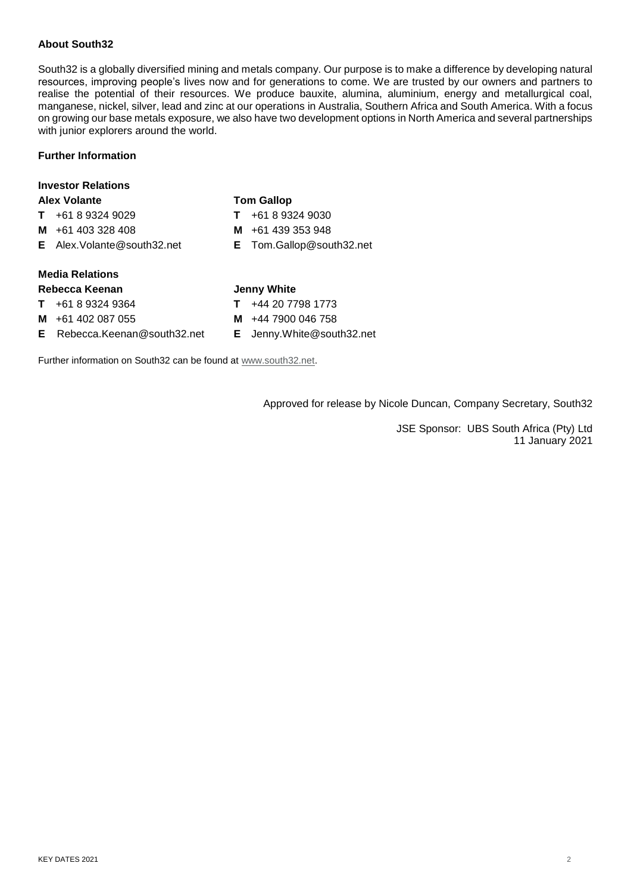**About South32**

South32 is a globally diversified mining and metals company. Our purpose is to make a difference by developing natural resources, improving people's lives now and for generations to come. We are trusted by our owners and partners to realise the potential of their resources. We produce bauxite, alumina, aluminium, energy and metallurgical coal, manganese, nickel, silver, lead and zinc at our operations in Australia, Southern Africa and South America. With a focus on growing our base metals exposure, we also have two development options in North America and several partnerships with junior explorers around the world.

**Further Information**

**Investor Relations**

**Alex Volante**
**T** +61 8 9324 9029
**M** +61 403 328 408
**E** Alex.Volante@south32.net

**Tom Gallop**
**T** +61 8 9324 9030
**M** +61 439 353 948
**E** Tom.Gallop@south32.net

**Media Relations**

**Rebecca Keenan**
**T** +61 8 9324 9364
**M** +61 402 087 055
**E** Rebecca.Keenan@south32.net

**Jenny White**
**T** +44 20 7798 1773
**M** +44 7900 046 758
**E** Jenny.White@south32.net

Further information on South32 can be found at www.south32.net.

Approved for release by Nicole Duncan, Company Secretary, South32

JSE Sponsor: UBS South Africa (Pty) Ltd
11 January 2021